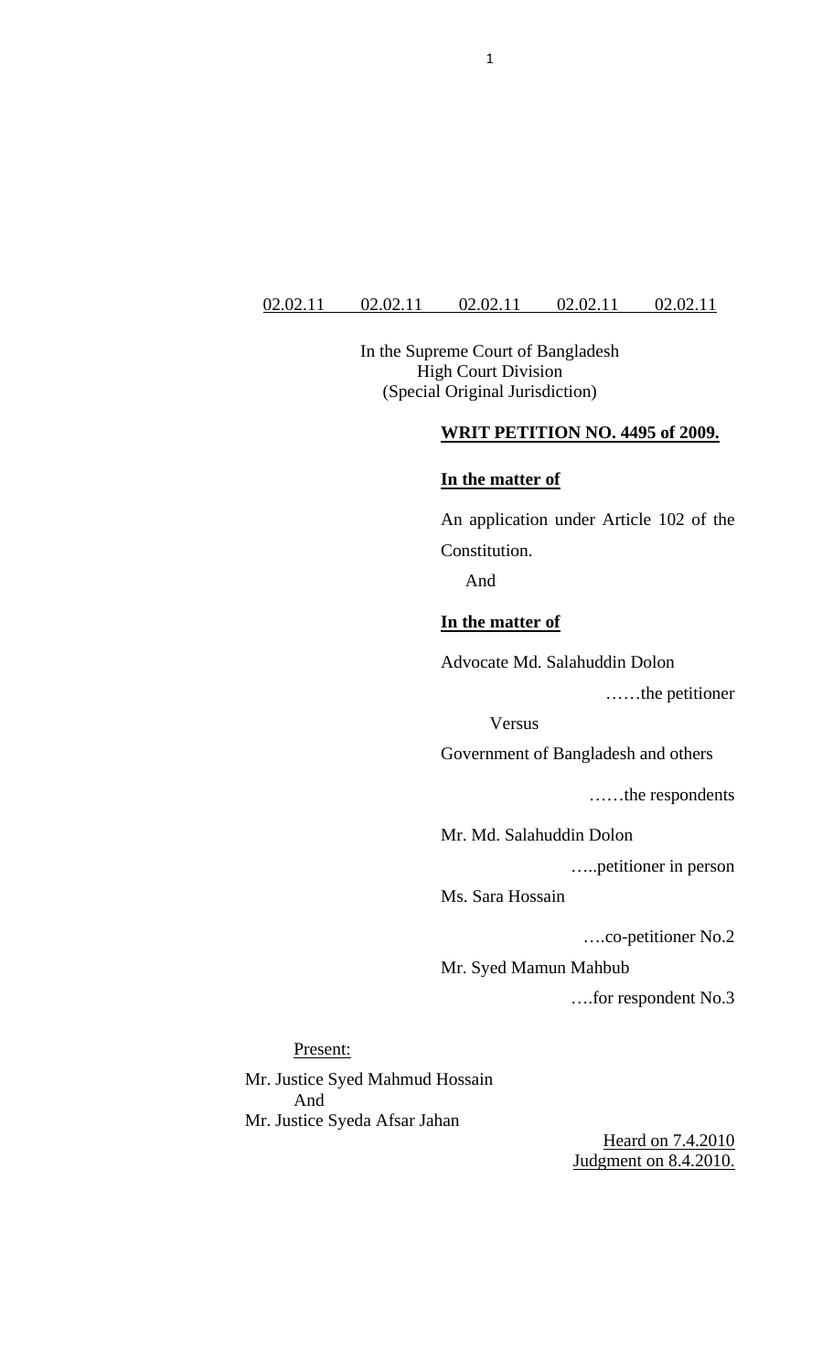<u>02.02.11 02.02.11 02.02.11 02.02.11 02.02.11</u>

In the Supreme Court of Bangladesh
High Court Division
(Special Original Jurisdiction)

**<u>WRIT PETITION NO. 4495 of 2009.</u>**

**<u>In the matter of</u>**

An application under Article 102 of the Constitution.

And

**<u>In the matter of</u>**

Advocate Md. Salahuddin Dolon

……the petitioner

Versus

Government of Bangladesh and others

……the respondents

Mr. Md. Salahuddin Dolon

…..petitioner in person

Ms. Sara Hossain

….co-petitioner No.2

Mr. Syed Mamun Mahbub

….for respondent No.3

<u>Present:</u>

Mr. Justice Syed Mahmud Hossain
And
Mr. Justice Syeda Afsar Jahan

<u>Heard on 7.4.2010</u>
<u>Judgment on 8.4.2010.</u>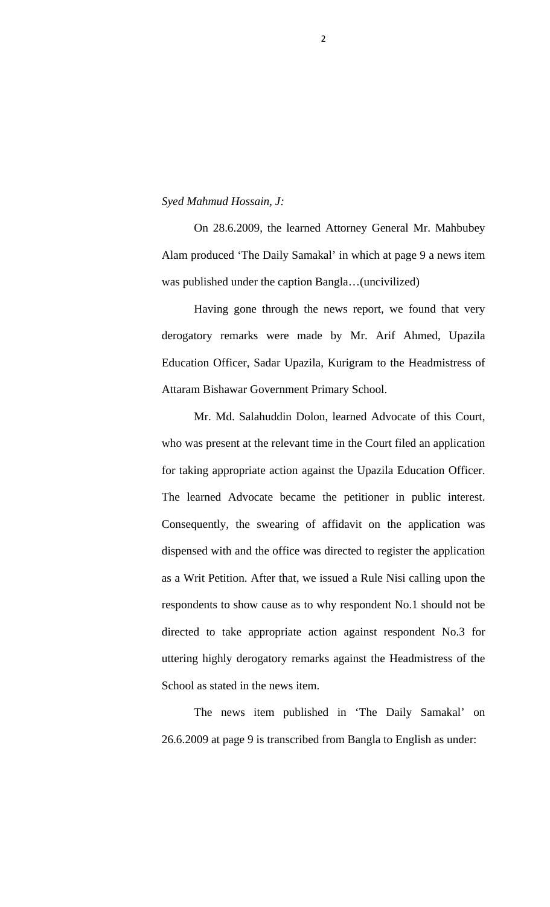*Syed Mahmud Hossain, J:*

On 28.6.2009, the learned Attorney General Mr. Mahbubey Alam produced 'The Daily Samakal' in which at page 9 a news item was published under the caption Bangla…(uncivilized)

Having gone through the news report, we found that very derogatory remarks were made by Mr. Arif Ahmed, Upazila Education Officer, Sadar Upazila, Kurigram to the Headmistress of Attaram Bishawar Government Primary School.

Mr. Md. Salahuddin Dolon, learned Advocate of this Court, who was present at the relevant time in the Court filed an application for taking appropriate action against the Upazila Education Officer. The learned Advocate became the petitioner in public interest. Consequently, the swearing of affidavit on the application was dispensed with and the office was directed to register the application as a Writ Petition. After that, we issued a Rule Nisi calling upon the respondents to show cause as to why respondent No.1 should not be directed to take appropriate action against respondent No.3 for uttering highly derogatory remarks against the Headmistress of the School as stated in the news item.

The news item published in 'The Daily Samakal' on 26.6.2009 at page 9 is transcribed from Bangla to English as under: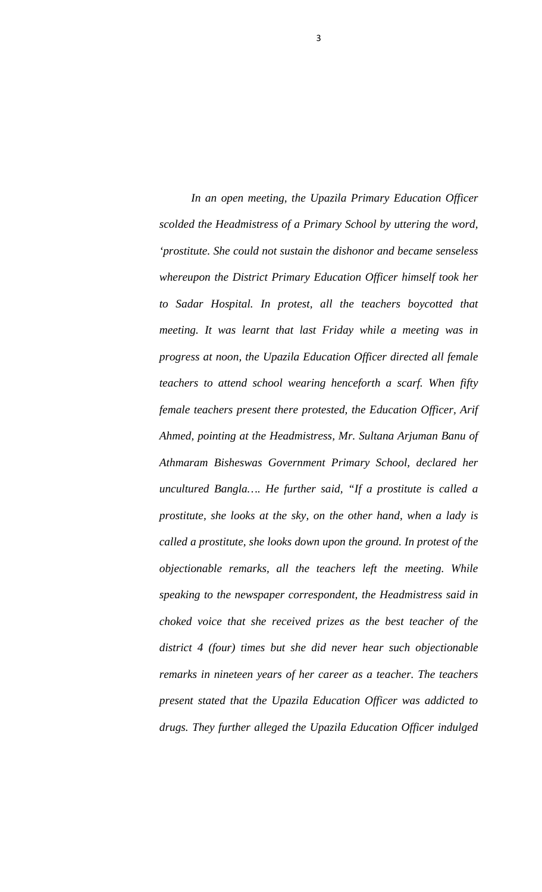*In an open meeting, the Upazila Primary Education Officer scolded the Headmistress of a Primary School by uttering the word, 'prostitute. She could not sustain the dishonor and became senseless whereupon the District Primary Education Officer himself took her to Sadar Hospital. In protest, all the teachers boycotted that meeting. It was learnt that last Friday while a meeting was in progress at noon, the Upazila Education Officer directed all female teachers to attend school wearing henceforth a scarf. When fifty female teachers present there protested, the Education Officer, Arif Ahmed, pointing at the Headmistress, Mr. Sultana Arjuman Banu of Athmaram Bisheswas Government Primary School, declared her uncultured Bangla…. He further said, "If a prostitute is called a prostitute, she looks at the sky, on the other hand, when a lady is called a prostitute, she looks down upon the ground. In protest of the objectionable remarks, all the teachers left the meeting. While speaking to the newspaper correspondent, the Headmistress said in choked voice that she received prizes as the best teacher of the district 4 (four) times but she did never hear such objectionable remarks in nineteen years of her career as a teacher. The teachers present stated that the Upazila Education Officer was addicted to drugs. They further alleged the Upazila Education Officer indulged*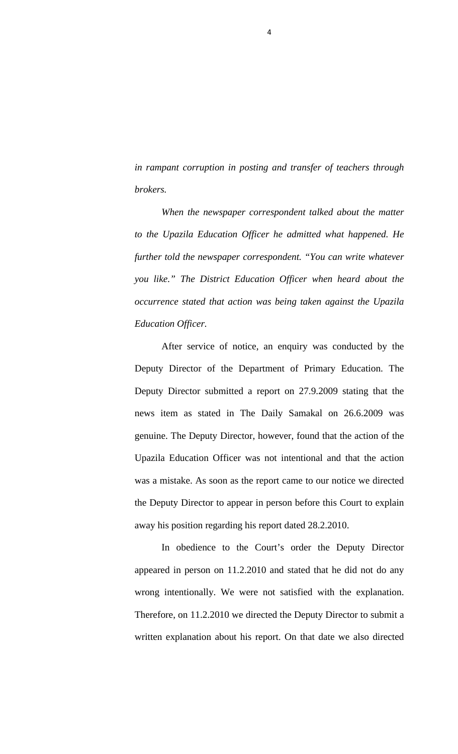*in rampant corruption in posting and transfer of teachers through brokers.*

*When the newspaper correspondent talked about the matter to the Upazila Education Officer he admitted what happened. He further told the newspaper correspondent. "You can write whatever you like." The District Education Officer when heard about the occurrence stated that action was being taken against the Upazila Education Officer.*

After service of notice, an enquiry was conducted by the Deputy Director of the Department of Primary Education. The Deputy Director submitted a report on 27.9.2009 stating that the news item as stated in The Daily Samakal on 26.6.2009 was genuine. The Deputy Director, however, found that the action of the Upazila Education Officer was not intentional and that the action was a mistake. As soon as the report came to our notice we directed the Deputy Director to appear in person before this Court to explain away his position regarding his report dated 28.2.2010.

In obedience to the Court's order the Deputy Director appeared in person on 11.2.2010 and stated that he did not do any wrong intentionally. We were not satisfied with the explanation. Therefore, on 11.2.2010 we directed the Deputy Director to submit a written explanation about his report. On that date we also directed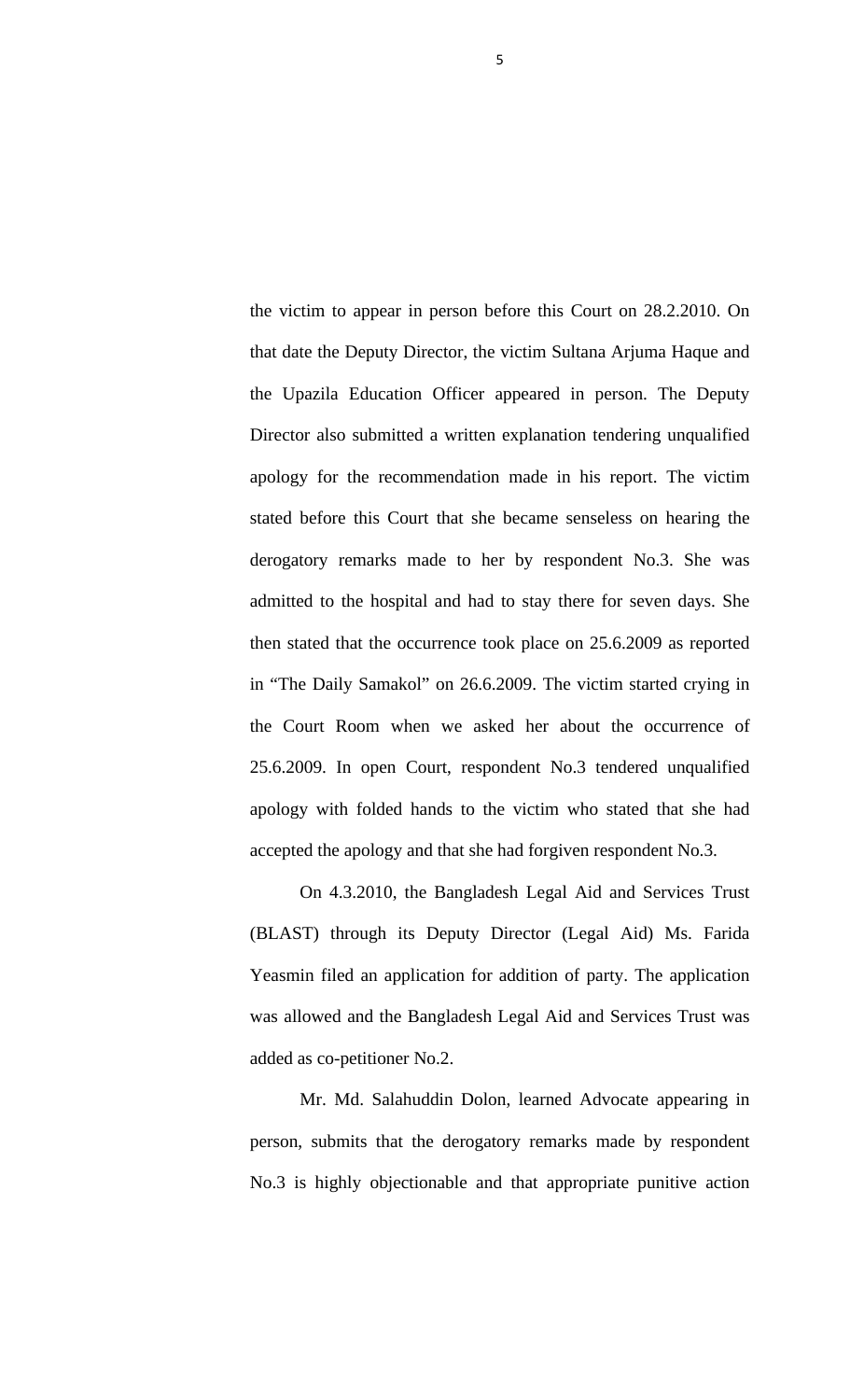the victim to appear in person before this Court on 28.2.2010. On that date the Deputy Director, the victim Sultana Arjuma Haque and the Upazila Education Officer appeared in person. The Deputy Director also submitted a written explanation tendering unqualified apology for the recommendation made in his report. The victim stated before this Court that she became senseless on hearing the derogatory remarks made to her by respondent No.3. She was admitted to the hospital and had to stay there for seven days. She then stated that the occurrence took place on 25.6.2009 as reported in "The Daily Samakol" on 26.6.2009. The victim started crying in the Court Room when we asked her about the occurrence of 25.6.2009. In open Court, respondent No.3 tendered unqualified apology with folded hands to the victim who stated that she had accepted the apology and that she had forgiven respondent No.3.

On 4.3.2010, the Bangladesh Legal Aid and Services Trust (BLAST) through its Deputy Director (Legal Aid) Ms. Farida Yeasmin filed an application for addition of party. The application was allowed and the Bangladesh Legal Aid and Services Trust was added as co-petitioner No.2.

Mr. Md. Salahuddin Dolon, learned Advocate appearing in person, submits that the derogatory remarks made by respondent No.3 is highly objectionable and that appropriate punitive action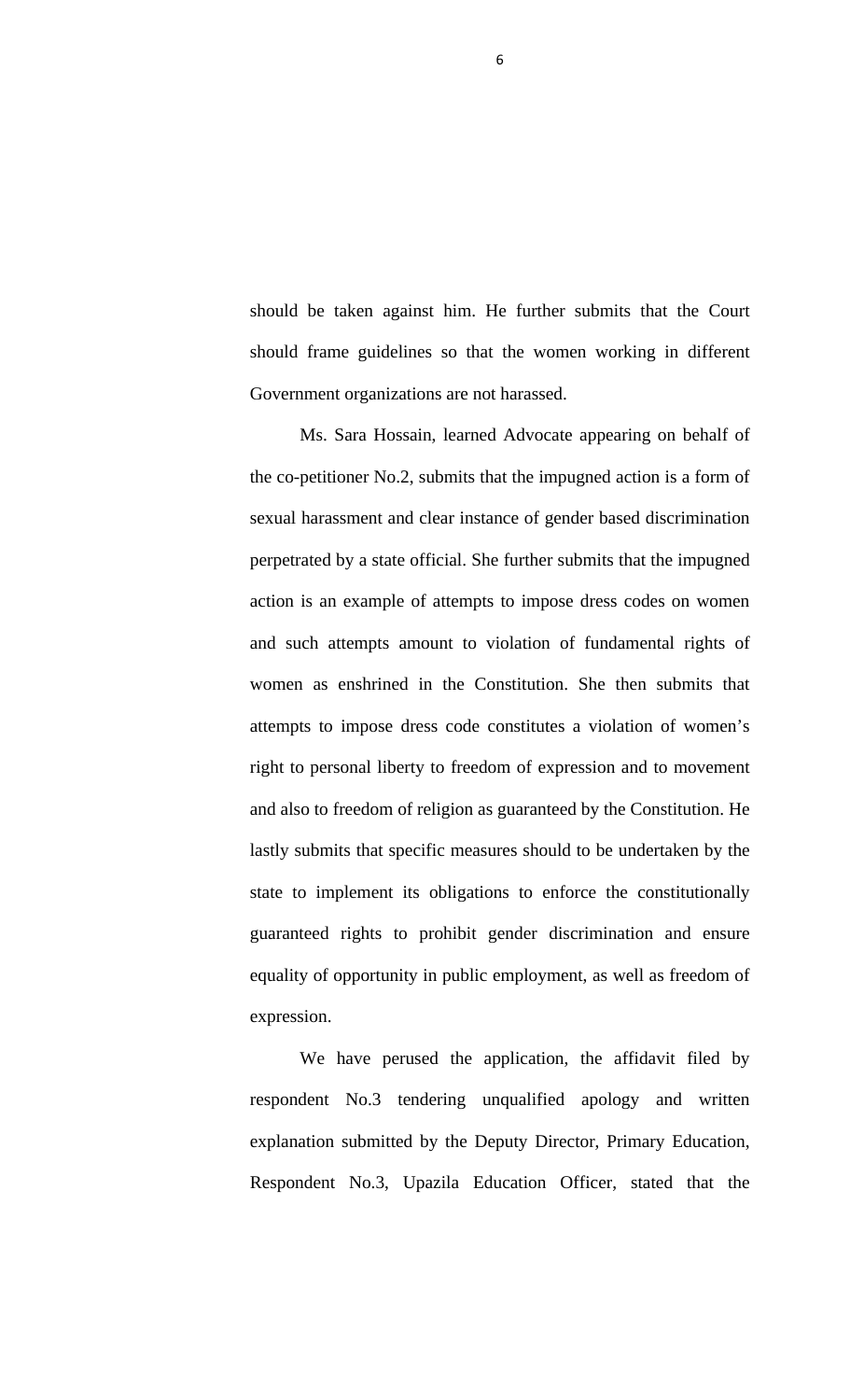should be taken against him. He further submits that the Court should frame guidelines so that the women working in different Government organizations are not harassed.

Ms. Sara Hossain, learned Advocate appearing on behalf of the co-petitioner No.2, submits that the impugned action is a form of sexual harassment and clear instance of gender based discrimination perpetrated by a state official. She further submits that the impugned action is an example of attempts to impose dress codes on women and such attempts amount to violation of fundamental rights of women as enshrined in the Constitution. She then submits that attempts to impose dress code constitutes a violation of women's right to personal liberty to freedom of expression and to movement and also to freedom of religion as guaranteed by the Constitution. He lastly submits that specific measures should to be undertaken by the state to implement its obligations to enforce the constitutionally guaranteed rights to prohibit gender discrimination and ensure equality of opportunity in public employment, as well as freedom of expression.

We have perused the application, the affidavit filed by respondent No.3 tendering unqualified apology and written explanation submitted by the Deputy Director, Primary Education, Respondent No.3, Upazila Education Officer, stated that the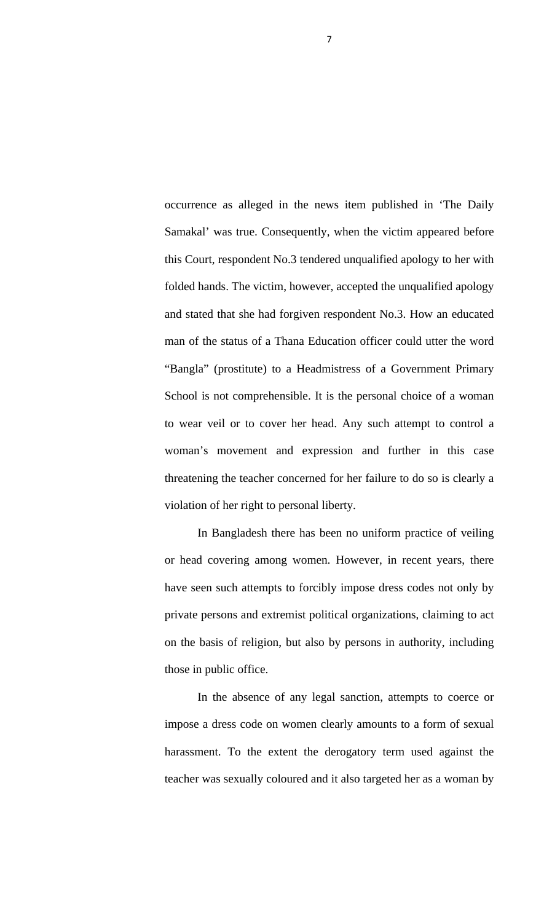occurrence as alleged in the news item published in 'The Daily Samakal' was true. Consequently, when the victim appeared before this Court, respondent No.3 tendered unqualified apology to her with folded hands. The victim, however, accepted the unqualified apology and stated that she had forgiven respondent No.3. How an educated man of the status of a Thana Education officer could utter the word "Bangla" (prostitute) to a Headmistress of a Government Primary School is not comprehensible. It is the personal choice of a woman to wear veil or to cover her head. Any such attempt to control a woman's movement and expression and further in this case threatening the teacher concerned for her failure to do so is clearly a violation of her right to personal liberty.

In Bangladesh there has been no uniform practice of veiling or head covering among women. However, in recent years, there have seen such attempts to forcibly impose dress codes not only by private persons and extremist political organizations, claiming to act on the basis of religion, but also by persons in authority, including those in public office.

In the absence of any legal sanction, attempts to coerce or impose a dress code on women clearly amounts to a form of sexual harassment. To the extent the derogatory term used against the teacher was sexually coloured and it also targeted her as a woman by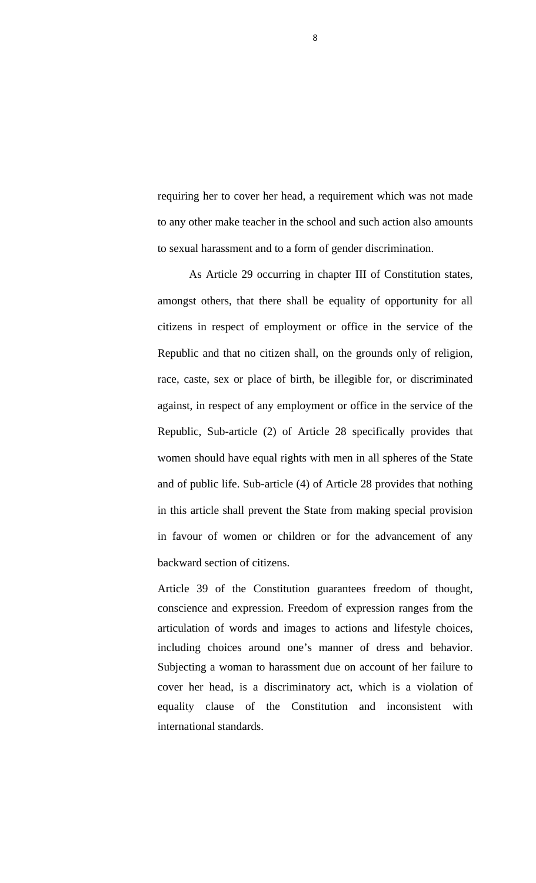requiring her to cover her head, a requirement which was not made to any other make teacher in the school and such action also amounts to sexual harassment and to a form of gender discrimination.

As Article 29 occurring in chapter III of Constitution states, amongst others, that there shall be equality of opportunity for all citizens in respect of employment or office in the service of the Republic and that no citizen shall, on the grounds only of religion, race, caste, sex or place of birth, be illegible for, or discriminated against, in respect of any employment or office in the service of the Republic, Sub-article (2) of Article 28 specifically provides that women should have equal rights with men in all spheres of the State and of public life. Sub-article (4) of Article 28 provides that nothing in this article shall prevent the State from making special provision in favour of women or children or for the advancement of any backward section of citizens.

Article 39 of the Constitution guarantees freedom of thought, conscience and expression. Freedom of expression ranges from the articulation of words and images to actions and lifestyle choices, including choices around one's manner of dress and behavior. Subjecting a woman to harassment due on account of her failure to cover her head, is a discriminatory act, which is a violation of equality clause of the Constitution and inconsistent with international standards.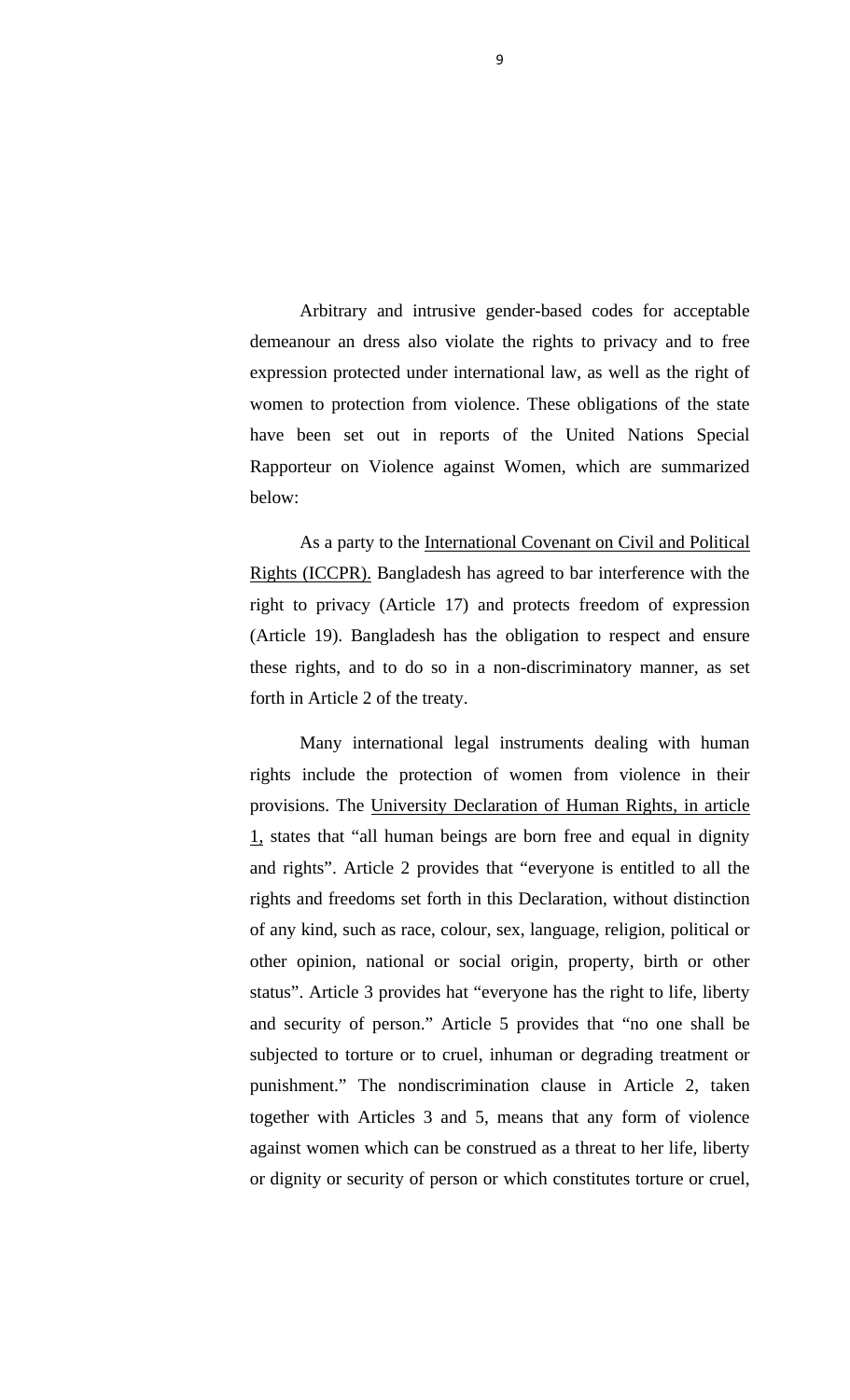Arbitrary and intrusive gender-based codes for acceptable demeanour an dress also violate the rights to privacy and to free expression protected under international law, as well as the right of women to protection from violence. These obligations of the state have been set out in reports of the United Nations Special Rapporteur on Violence against Women, which are summarized below:

As a party to the International Covenant on Civil and Political Rights (ICCPR). Bangladesh has agreed to bar interference with the right to privacy (Article 17) and protects freedom of expression (Article 19). Bangladesh has the obligation to respect and ensure these rights, and to do so in a non-discriminatory manner, as set forth in Article 2 of the treaty.

Many international legal instruments dealing with human rights include the protection of women from violence in their provisions. The University Declaration of Human Rights, in article 1, states that "all human beings are born free and equal in dignity and rights". Article 2 provides that "everyone is entitled to all the rights and freedoms set forth in this Declaration, without distinction of any kind, such as race, colour, sex, language, religion, political or other opinion, national or social origin, property, birth or other status". Article 3 provides hat "everyone has the right to life, liberty and security of person." Article 5 provides that "no one shall be subjected to torture or to cruel, inhuman or degrading treatment or punishment." The nondiscrimination clause in Article 2, taken together with Articles 3 and 5, means that any form of violence against women which can be construed as a threat to her life, liberty or dignity or security of person or which constitutes torture or cruel,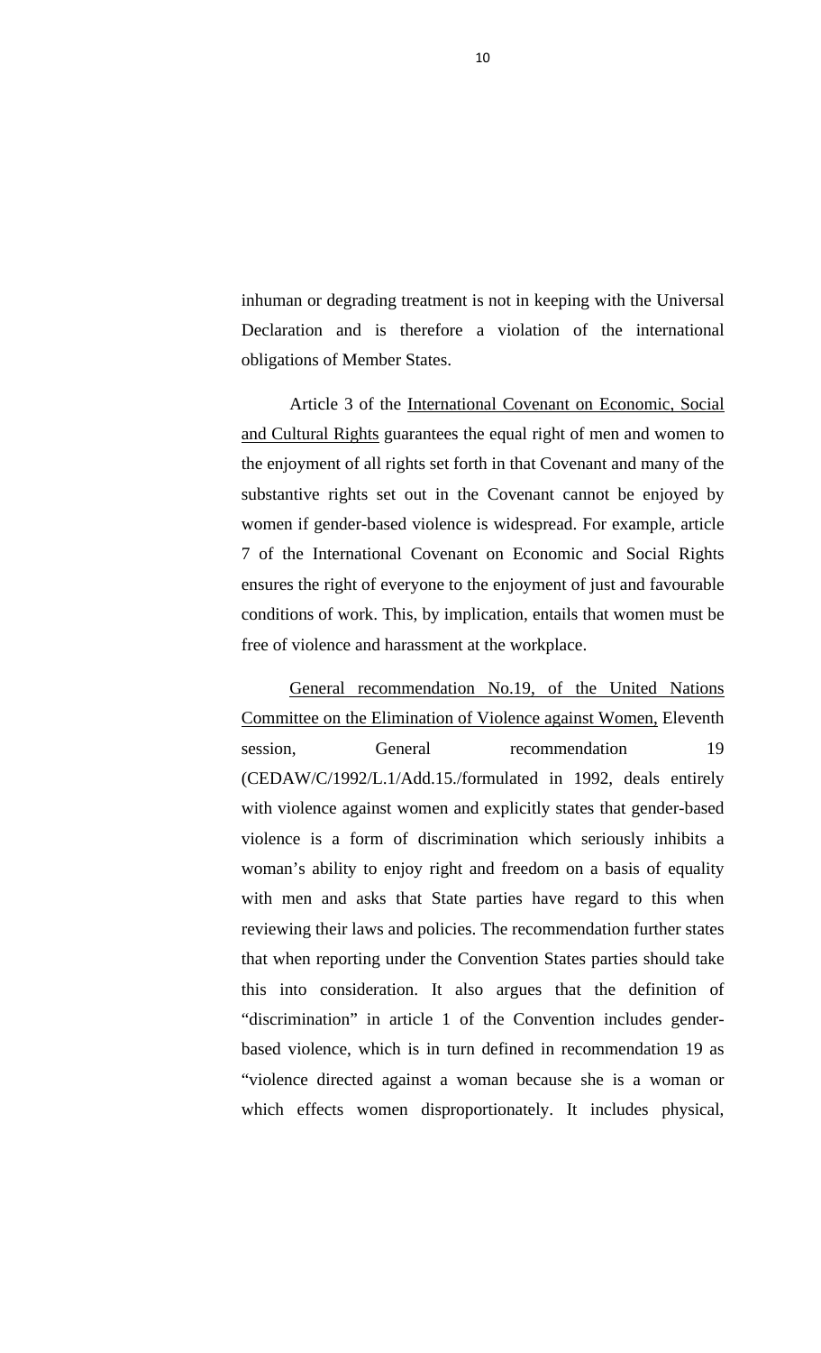inhuman or degrading treatment is not in keeping with the Universal Declaration and is therefore a violation of the international obligations of Member States.

Article 3 of the International Covenant on Economic, Social and Cultural Rights guarantees the equal right of men and women to the enjoyment of all rights set forth in that Covenant and many of the substantive rights set out in the Covenant cannot be enjoyed by women if gender-based violence is widespread. For example, article 7 of the International Covenant on Economic and Social Rights ensures the right of everyone to the enjoyment of just and favourable conditions of work. This, by implication, entails that women must be free of violence and harassment at the workplace.

General recommendation No.19, of the United Nations Committee on the Elimination of Violence against Women, Eleventh session, General recommendation 19 (CEDAW/C/1992/L.1/Add.15./formulated in 1992, deals entirely with violence against women and explicitly states that gender-based violence is a form of discrimination which seriously inhibits a woman's ability to enjoy right and freedom on a basis of equality with men and asks that State parties have regard to this when reviewing their laws and policies. The recommendation further states that when reporting under the Convention States parties should take this into consideration. It also argues that the definition of "discrimination" in article 1 of the Convention includes gender-based violence, which is in turn defined in recommendation 19 as "violence directed against a woman because she is a woman or which effects women disproportionately. It includes physical,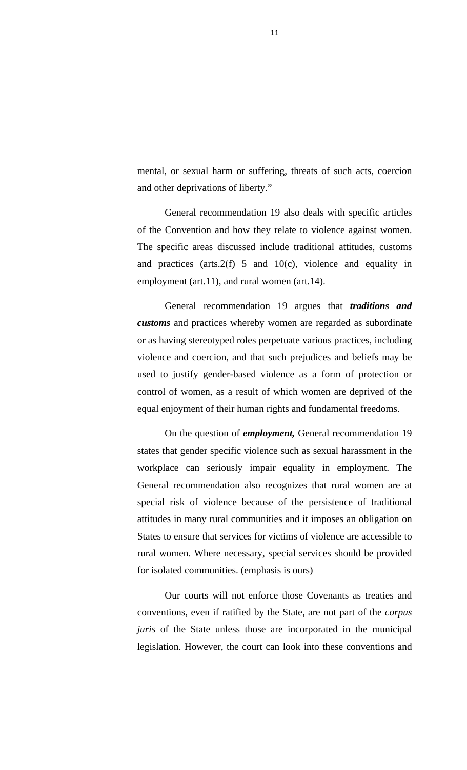mental, or sexual harm or suffering, threats of such acts, coercion and other deprivations of liberty."

General recommendation 19 also deals with specific articles of the Convention and how they relate to violence against women. The specific areas discussed include traditional attitudes, customs and practices (arts.2(f) 5 and 10(c), violence and equality in employment (art.11), and rural women (art.14).

<u>General recommendation 19</u> argues that ***traditions and customs*** and practices whereby women are regarded as subordinate or as having stereotyped roles perpetuate various practices, including violence and coercion, and that such prejudices and beliefs may be used to justify gender-based violence as a form of protection or control of women, as a result of which women are deprived of the equal enjoyment of their human rights and fundamental freedoms.

On the question of ***employment,*** <u>General recommendation 19</u> states that gender specific violence such as sexual harassment in the workplace can seriously impair equality in employment. The General recommendation also recognizes that rural women are at special risk of violence because of the persistence of traditional attitudes in many rural communities and it imposes an obligation on States to ensure that services for victims of violence are accessible to rural women. Where necessary, special services should be provided for isolated communities. (emphasis is ours)

Our courts will not enforce those Covenants as treaties and conventions, even if ratified by the State, are not part of the *corpus juris* of the State unless those are incorporated in the municipal legislation. However, the court can look into these conventions and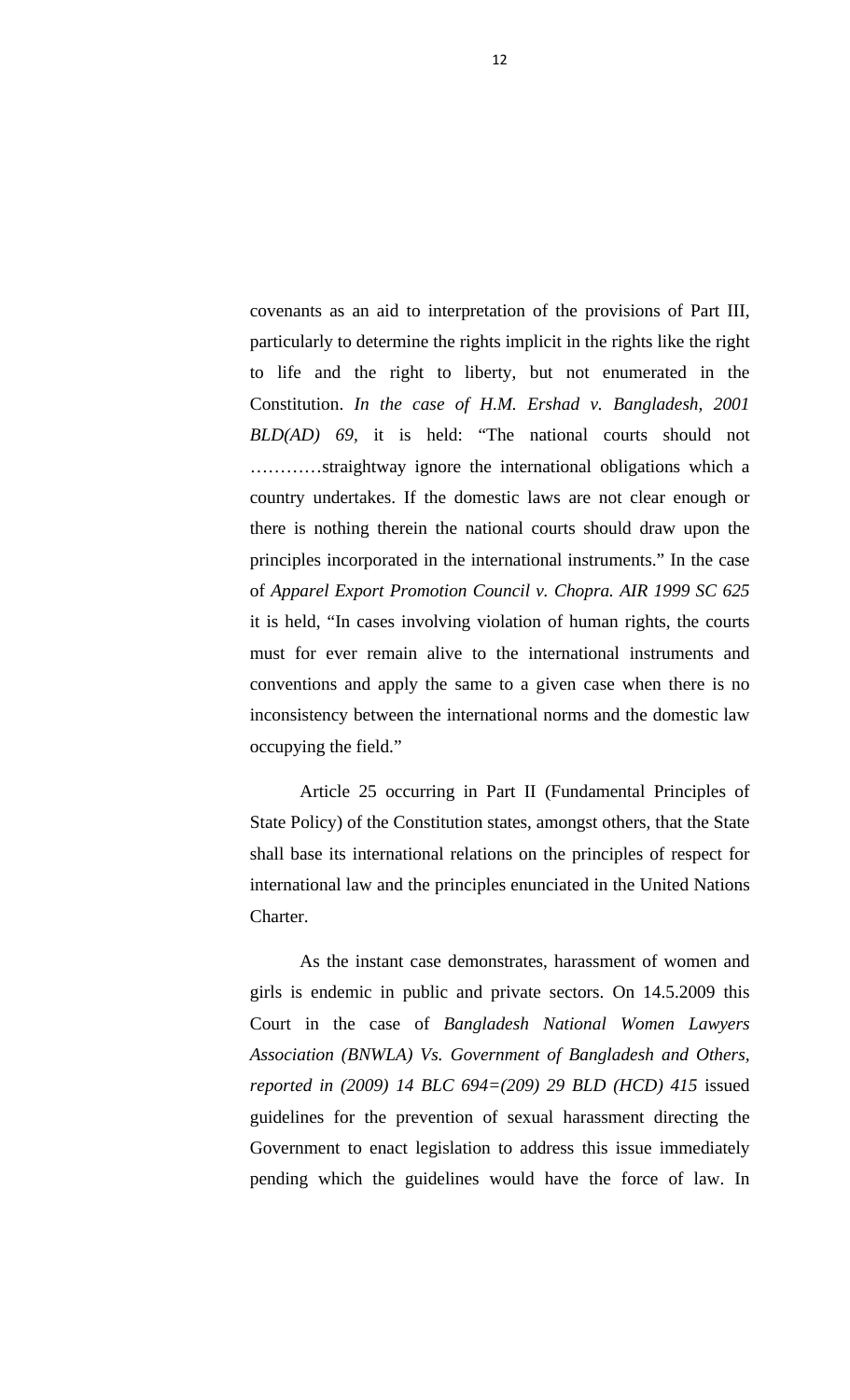covenants as an aid to interpretation of the provisions of Part III, particularly to determine the rights implicit in the rights like the right to life and the right to liberty, but not enumerated in the Constitution. *In the case of H.M. Ershad v. Bangladesh, 2001 BLD(AD) 69,* it is held: "The national courts should not …………straightway ignore the international obligations which a country undertakes. If the domestic laws are not clear enough or there is nothing therein the national courts should draw upon the principles incorporated in the international instruments." In the case of *Apparel Export Promotion Council v. Chopra. AIR 1999 SC 625* it is held, "In cases involving violation of human rights, the courts must for ever remain alive to the international instruments and conventions and apply the same to a given case when there is no inconsistency between the international norms and the domestic law occupying the field."

Article 25 occurring in Part II (Fundamental Principles of State Policy) of the Constitution states, amongst others, that the State shall base its international relations on the principles of respect for international law and the principles enunciated in the United Nations Charter.

As the instant case demonstrates, harassment of women and girls is endemic in public and private sectors. On 14.5.2009 this Court in the case of *Bangladesh National Women Lawyers Association (BNWLA) Vs. Government of Bangladesh and Others, reported in (2009) 14 BLC 694=(209) 29 BLD (HCD) 415* issued guidelines for the prevention of sexual harassment directing the Government to enact legislation to address this issue immediately pending which the guidelines would have the force of law. In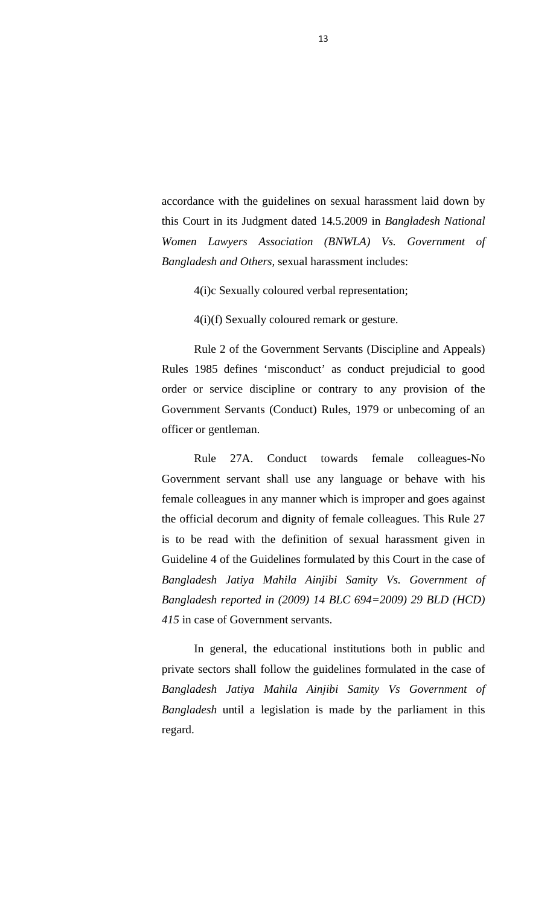accordance with the guidelines on sexual harassment laid down by this Court in its Judgment dated 14.5.2009 in *Bangladesh National Women Lawyers Association (BNWLA) Vs. Government of Bangladesh and Others,* sexual harassment includes:

4(i)c Sexually coloured verbal representation;

4(i)(f) Sexually coloured remark or gesture.

Rule 2 of the Government Servants (Discipline and Appeals) Rules 1985 defines 'misconduct' as conduct prejudicial to good order or service discipline or contrary to any provision of the Government Servants (Conduct) Rules, 1979 or unbecoming of an officer or gentleman.

Rule 27A. Conduct towards female colleagues-No Government servant shall use any language or behave with his female colleagues in any manner which is improper and goes against the official decorum and dignity of female colleagues. This Rule 27 is to be read with the definition of sexual harassment given in Guideline 4 of the Guidelines formulated by this Court in the case of *Bangladesh Jatiya Mahila Ainjibi Samity Vs. Government of Bangladesh reported in (2009) 14 BLC 694=2009) 29 BLD (HCD) 415* in case of Government servants.

In general, the educational institutions both in public and private sectors shall follow the guidelines formulated in the case of *Bangladesh Jatiya Mahila Ainjibi Samity Vs Government of Bangladesh* until a legislation is made by the parliament in this regard.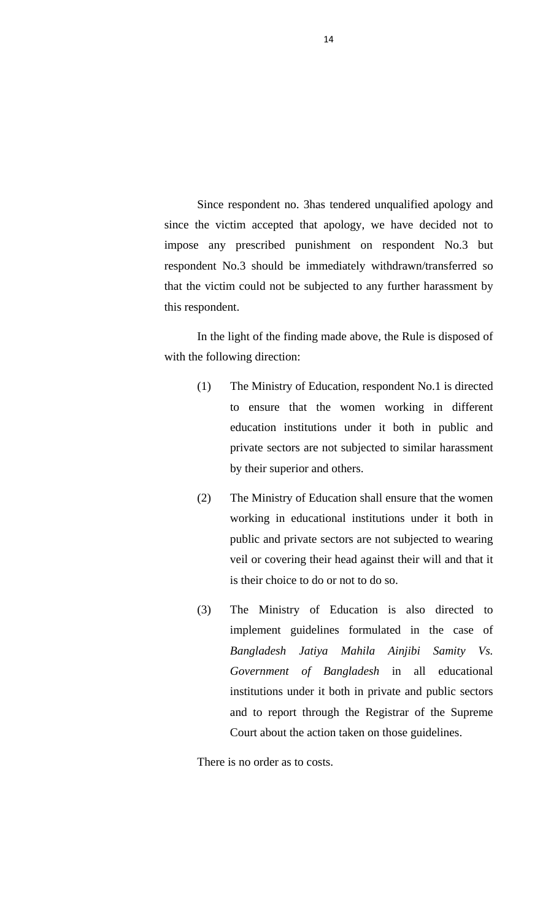Since respondent no. 3has tendered unqualified apology and since the victim accepted that apology, we have decided not to impose any prescribed punishment on respondent No.3 but respondent No.3 should be immediately withdrawn/transferred so that the victim could not be subjected to any further harassment by this respondent.

In the light of the finding made above, the Rule is disposed of with the following direction:

(1) The Ministry of Education, respondent No.1 is directed to ensure that the women working in different education institutions under it both in public and private sectors are not subjected to similar harassment by their superior and others.

(2) The Ministry of Education shall ensure that the women working in educational institutions under it both in public and private sectors are not subjected to wearing veil or covering their head against their will and that it is their choice to do or not to do so.

(3) The Ministry of Education is also directed to implement guidelines formulated in the case of *Bangladesh Jatiya Mahila Ainjibi Samity Vs. Government of Bangladesh* in all educational institutions under it both in private and public sectors and to report through the Registrar of the Supreme Court about the action taken on those guidelines.

There is no order as to costs.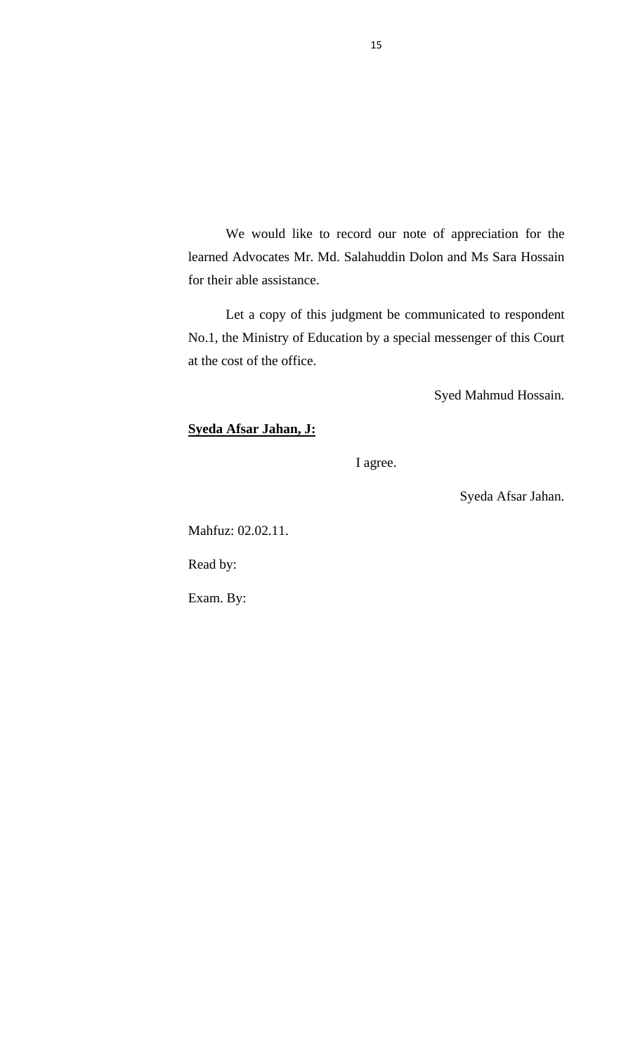We would like to record our note of appreciation for the learned Advocates Mr. Md. Salahuddin Dolon and Ms Sara Hossain for their able assistance.

Let a copy of this judgment be communicated to respondent No.1, the Ministry of Education by a special messenger of this Court at the cost of the office.

Syed Mahmud Hossain.

**Syeda Afsar Jahan, J:**

I agree.

Syeda Afsar Jahan.

Mahfuz: 02.02.11.

Read by:

Exam. By: